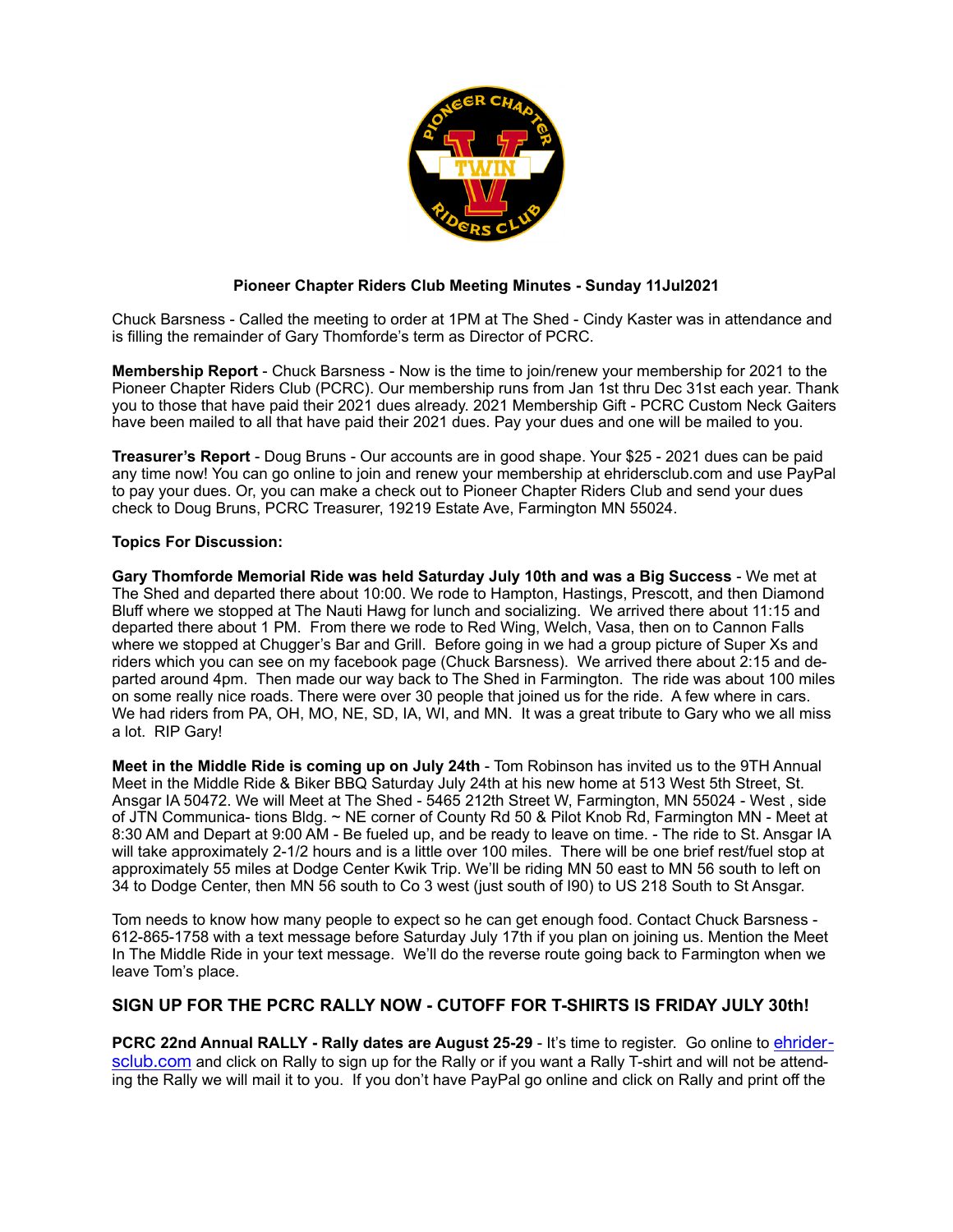# Pioneer Chapter Riders Club Meeting Minutes - Sunday 11Jul2021

Chuck Barsness - Called the meeting to order at 1PM at The Shed - Cindy Kaster was in attendance and is filling the remainder of Gary Thomforde's term as Director of PCRC.

**Membership Report** - Chuck Barsness - Now is the time to join/renew your membership for 2021 to the Pioneer Chapter Riders Club (PCRC). Our membership runs from Jan 1st thru Dec 31st each year. Thank you to those that have paid their 2021 dues already. 2021 Membership Gift - PCRC Custom Neck Gaiters have been mailed to all that have paid their 2021 dues. Pay your dues and one will be mailed to you.

**Treasurer's Report** - Doug Bruns - Our accounts are in good shape. Your $25 - 2021 dues can be paid any time now! You can go online to join and renew your membership at ehridersclub.com and use PayPal to pay your dues. Or, you can make a check out to Pioneer Chapter Riders Club and send your dues check to Doug Bruns, PCRC Treasurer, 19219 Estate Ave, Farmington MN 55024.

**Topics For Discussion:**

**Gary Thomforde Memorial Ride was held Saturday July 10th and was a Big Success** - We met at The Shed and departed there about 10:00. We rode to Hampton, Hastings, Prescott, and then Diamond Bluff where we stopped at The Nauti Hawg for lunch and socializing. We arrived there about 11:15 and departed there about 1 PM. From there we rode to Red Wing, Welch, Vasa, then on to Cannon Falls where we stopped at Chugger's Bar and Grill. Before going in we had a group picture of Super Xs and riders which you can see on my facebook page (Chuck Barsness). We arrived there about 2:15 and departed around 4pm. Then made our way back to The Shed in Farmington. The ride was about 100 miles on some really nice roads. There were over 30 people that joined us for the ride. A few where in cars. We had riders from PA, OH, MO, NE, SD, IA, WI, and MN. It was a great tribute to Gary who we all miss a lot. RIP Gary!

**Meet in the Middle Ride is coming up on July 24th** - Tom Robinson has invited us to the 9TH Annual Meet in the Middle Ride & Biker BBQ Saturday July 24th at his new home at 513 West 5th Street, St. Ansgar IA 50472. We will Meet at The Shed - 5465 212th Street W, Farmington, MN 55024 - West , side of JTN Communica- tions Bldg. ~ NE corner of County Rd 50 & Pilot Knob Rd, Farmington MN - Meet at 8:30 AM and Depart at 9:00 AM - Be fueled up, and be ready to leave on time. - The ride to St. Ansgar IA will take approximately 2-1/2 hours and is a little over 100 miles. There will be one brief rest/fuel stop at approximately 55 miles at Dodge Center Kwik Trip. We'll be riding MN 50 east to MN 56 south to left on 34 to Dodge Center, then MN 56 south to Co 3 west (just south of I90) to US 218 South to St Ansgar.

Tom needs to know how many people to expect so he can get enough food. Contact Chuck Barsness - 612-865-1758 with a text message before Saturday July 17th if you plan on joining us. Mention the Meet In The Middle Ride in your text message. We'll do the reverse route going back to Farmington when we leave Tom's place.

## SIGN UP FOR THE PCRC RALLY NOW - CUTOFF FOR T-SHIRTS IS FRIDAY JULY 30th!

**PCRC 22nd Annual RALLY - Rally dates are August 25-29** - It's time to register. Go online to ehridersclub.com and click on Rally to sign up for the Rally or if you want a Rally T-shirt and will not be attending the Rally we will mail it to you. If you don't have PayPal go online and click on Rally and print off the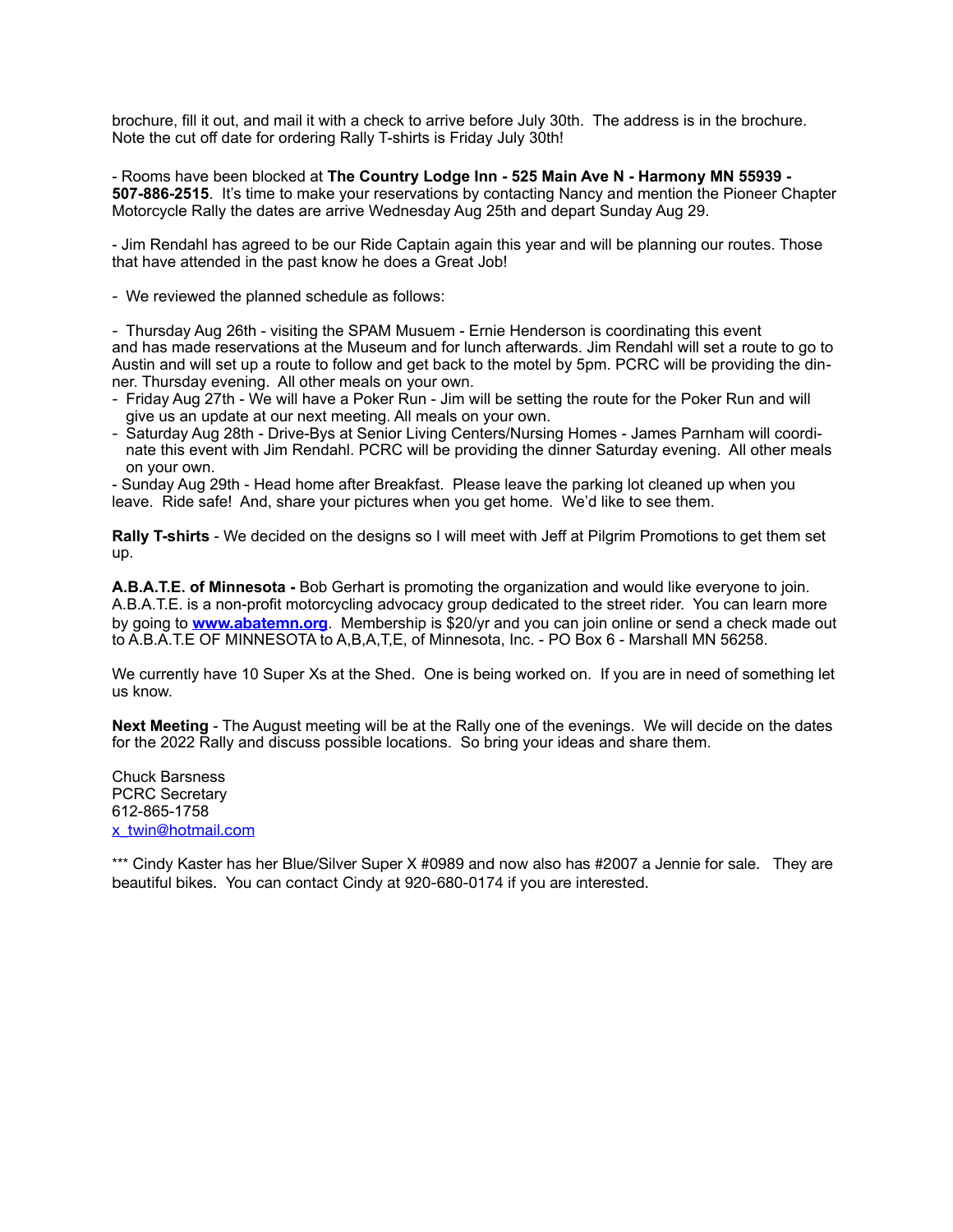brochure, fill it out, and mail it with a check to arrive before July 30th. The address is in the brochure. Note the cut off date for ordering Rally T-shirts is Friday July 30th!

- Rooms have been blocked at **The Country Lodge Inn - 525 Main Ave N - Harmony MN 55939 - 507-886-2515**. It's time to make your reservations by contacting Nancy and mention the Pioneer Chapter Motorcycle Rally the dates are arrive Wednesday Aug 25th and depart Sunday Aug 29.

- Jim Rendahl has agreed to be our Ride Captain again this year and will be planning our routes. Those that have attended in the past know he does a Great Job!

- We reviewed the planned schedule as follows:

- Thursday Aug 26th - visiting the SPAM Musuem - Ernie Henderson is coordinating this event and has made reservations at the Museum and for lunch afterwards. Jim Rendahl will set a route to go to Austin and will set up a route to follow and get back to the motel by 5pm. PCRC will be providing the dinner. Thursday evening. All other meals on your own.
- Friday Aug 27th - We will have a Poker Run - Jim will be setting the route for the Poker Run and will give us an update at our next meeting. All meals on your own.
- Saturday Aug 28th - Drive-Bys at Senior Living Centers/Nursing Homes - James Parnham will coordinate this event with Jim Rendahl. PCRC will be providing the dinner Saturday evening. All other meals on your own.
- Sunday Aug 29th - Head home after Breakfast. Please leave the parking lot cleaned up when you leave. Ride safe! And, share your pictures when you get home. We'd like to see them.

**Rally T-shirts** - We decided on the designs so I will meet with Jeff at Pilgrim Promotions to get them set up.

**A.B.A.T.E. of Minnesota -** Bob Gerhart is promoting the organization and would like everyone to join. A.B.A.T.E. is a non-profit motorcycling advocacy group dedicated to the street rider. You can learn more by going to **www.abatemn.org**. Membership is $20/yr and you can join online or send a check made out to A.B.A.T.E OF MINNESOTA to A,B,A,T,E, of Minnesota, Inc. - PO Box 6 - Marshall MN 56258.

We currently have 10 Super Xs at the Shed. One is being worked on. If you are in need of something let us know.

**Next Meeting** - The August meeting will be at the Rally one of the evenings. We will decide on the dates for the 2022 Rally and discuss possible locations. So bring your ideas and share them.

Chuck Barsness
PCRC Secretary
612-865-1758
x_twin@hotmail.com

*** Cindy Kaster has her Blue/Silver Super X #0989 and now also has #2007 a Jennie for sale. They are beautiful bikes. You can contact Cindy at 920-680-0174 if you are interested.